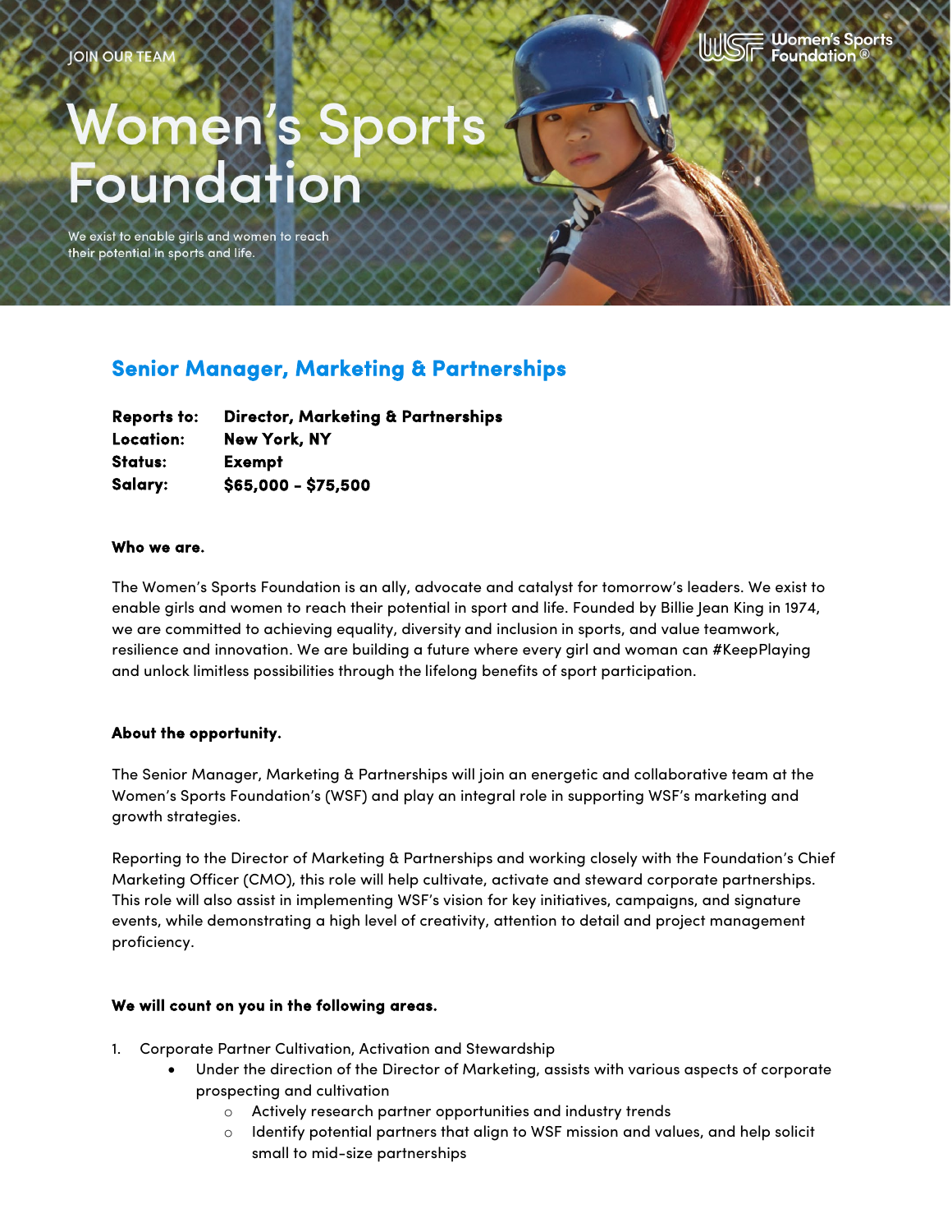JOIN OUR TEAM

# Women's Sports Foundation

We exist to enable girls and women to reach their potential in sports and life.

## Senior Manager, Marketing & Partnerships

**Reports to:** **Director, Marketing & Partnerships**
**Location:** **New York, NY**
**Status:** **Exempt**
**Salary:** **$65,000 - $75,500**

**Who we are.**

The Women's Sports Foundation is an ally, advocate and catalyst for tomorrow's leaders. We exist to enable girls and women to reach their potential in sport and life. Founded by Billie Jean King in 1974, we are committed to achieving equality, diversity and inclusion in sports, and value teamwork, resilience and innovation. We are building a future where every girl and woman can #KeepPlaying and unlock limitless possibilities through the lifelong benefits of sport participation.

**About the opportunity.**

The Senior Manager, Marketing & Partnerships will join an energetic and collaborative team at the Women's Sports Foundation's (WSF) and play an integral role in supporting WSF's marketing and growth strategies.

Reporting to the Director of Marketing & Partnerships and working closely with the Foundation's Chief Marketing Officer (CMO), this role will help cultivate, activate and steward corporate partnerships. This role will also assist in implementing WSF's vision for key initiatives, campaigns, and signature events, while demonstrating a high level of creativity, attention to detail and project management proficiency.

**We will count on you in the following areas.**

1. Corporate Partner Cultivation, Activation and Stewardship
    - Under the direction of the Director of Marketing, assists with various aspects of corporate prospecting and cultivation
        - Actively research partner opportunities and industry trends
        - Identify potential partners that align to WSF mission and values, and help solicit small to mid-size partnerships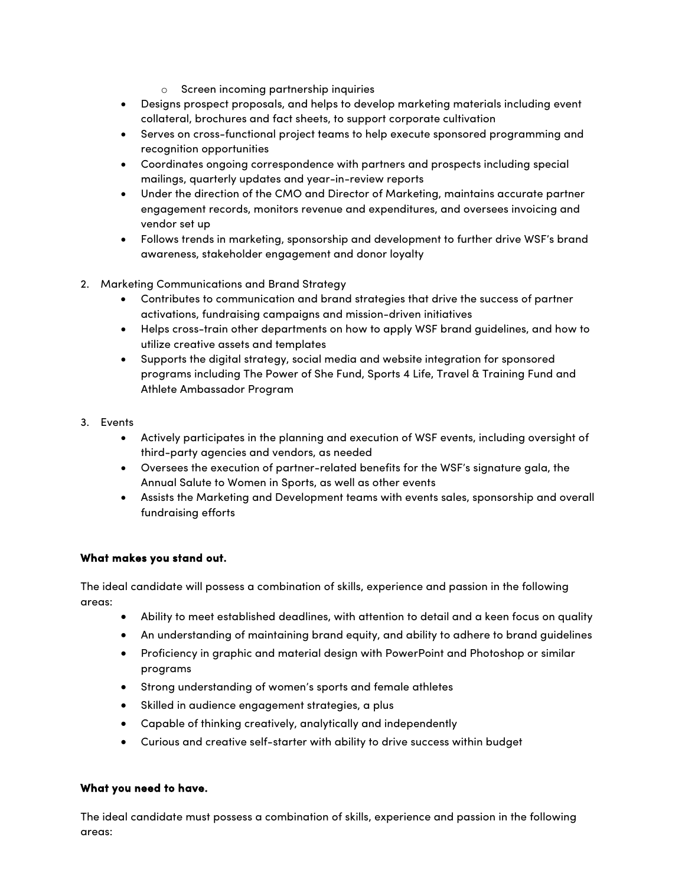- Screen incoming partnership inquiries
- Designs prospect proposals, and helps to develop marketing materials including event collateral, brochures and fact sheets, to support corporate cultivation
- Serves on cross-functional project teams to help execute sponsored programming and recognition opportunities
- Coordinates ongoing correspondence with partners and prospects including special mailings, quarterly updates and year-in-review reports
- Under the direction of the CMO and Director of Marketing, maintains accurate partner engagement records, monitors revenue and expenditures, and oversees invoicing and vendor set up
- Follows trends in marketing, sponsorship and development to further drive WSF's brand awareness, stakeholder engagement and donor loyalty

2. Marketing Communications and Brand Strategy
    - Contributes to communication and brand strategies that drive the success of partner activations, fundraising campaigns and mission-driven initiatives
    - Helps cross-train other departments on how to apply WSF brand guidelines, and how to utilize creative assets and templates
    - Supports the digital strategy, social media and website integration for sponsored programs including The Power of She Fund, Sports 4 Life, Travel & Training Fund and Athlete Ambassador Program

3. Events
    - Actively participates in the planning and execution of WSF events, including oversight of third-party agencies and vendors, as needed
    - Oversees the execution of partner-related benefits for the WSF's signature gala, the Annual Salute to Women in Sports, as well as other events
    - Assists the Marketing and Development teams with events sales, sponsorship and overall fundraising efforts

**What makes you stand out.**

The ideal candidate will possess a combination of skills, experience and passion in the following areas:

- Ability to meet established deadlines, with attention to detail and a keen focus on quality
- An understanding of maintaining brand equity, and ability to adhere to brand guidelines
- Proficiency in graphic and material design with PowerPoint and Photoshop or similar programs
- Strong understanding of women's sports and female athletes
- Skilled in audience engagement strategies, a plus
- Capable of thinking creatively, analytically and independently
- Curious and creative self-starter with ability to drive success within budget

**What you need to have.**

The ideal candidate must possess a combination of skills, experience and passion in the following areas: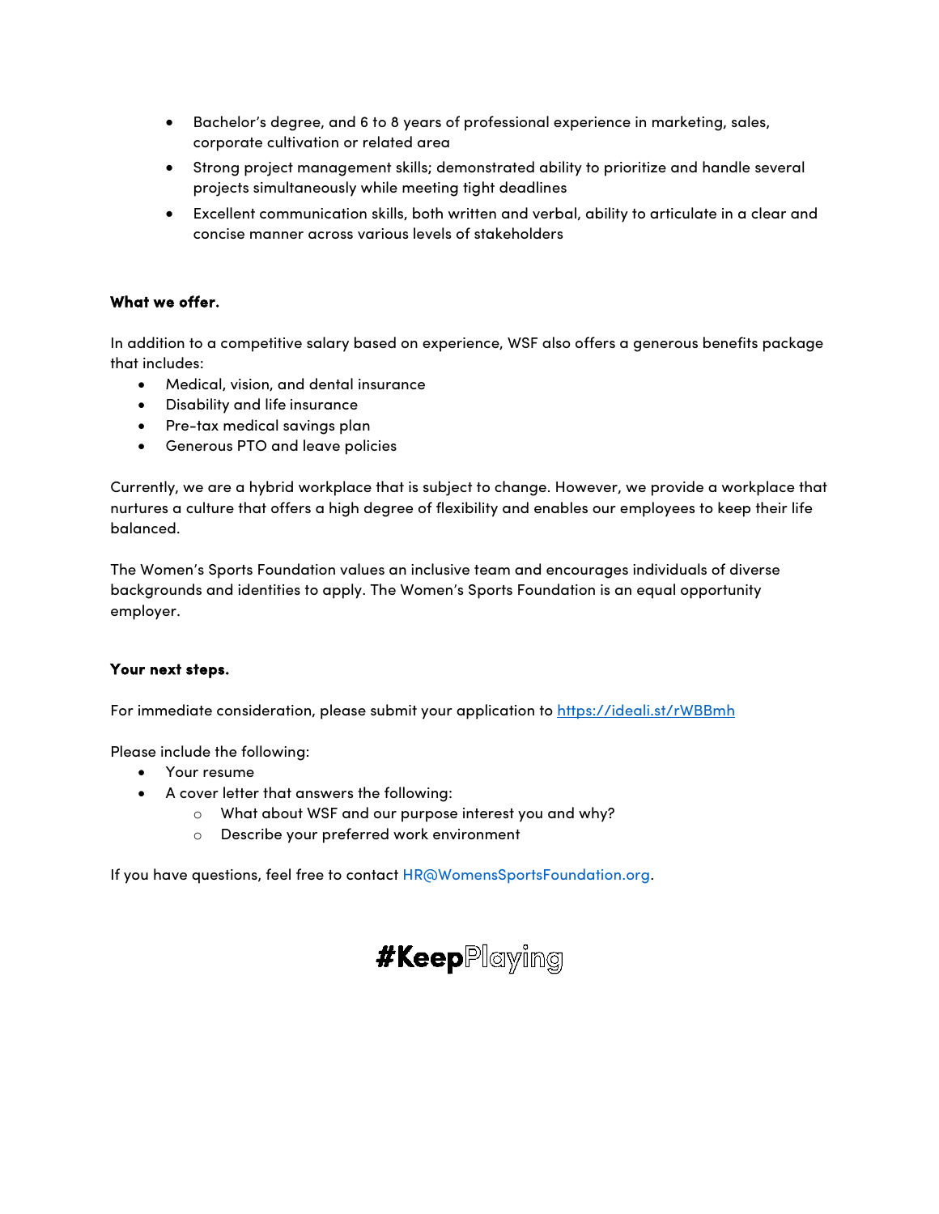- Bachelor's degree, and 6 to 8 years of professional experience in marketing, sales, corporate cultivation or related area
- Strong project management skills; demonstrated ability to prioritize and handle several projects simultaneously while meeting tight deadlines
- Excellent communication skills, both written and verbal, ability to articulate in a clear and concise manner across various levels of stakeholders

**What we offer.**

In addition to a competitive salary based on experience, WSF also offers a generous benefits package that includes:

- Medical, vision, and dental insurance
- Disability and life insurance
- Pre-tax medical savings plan
- Generous PTO and leave policies

Currently, we are a hybrid workplace that is subject to change. However, we provide a workplace that nurtures a culture that offers a high degree of flexibility and enables our employees to keep their life balanced.

The Women's Sports Foundation values an inclusive team and encourages individuals of diverse backgrounds and identities to apply. The Women's Sports Foundation is an equal opportunity employer.

**Your next steps.**

For immediate consideration, please submit your application to https://ideali.st/rWBBmh

Please include the following:

- Your resume
- A cover letter that answers the following:
  - What about WSF and our purpose interest you and why?
  - Describe your preferred work environment

If you have questions, feel free to contact HR@WomensSportsFoundation.org.

#KeepPlaying